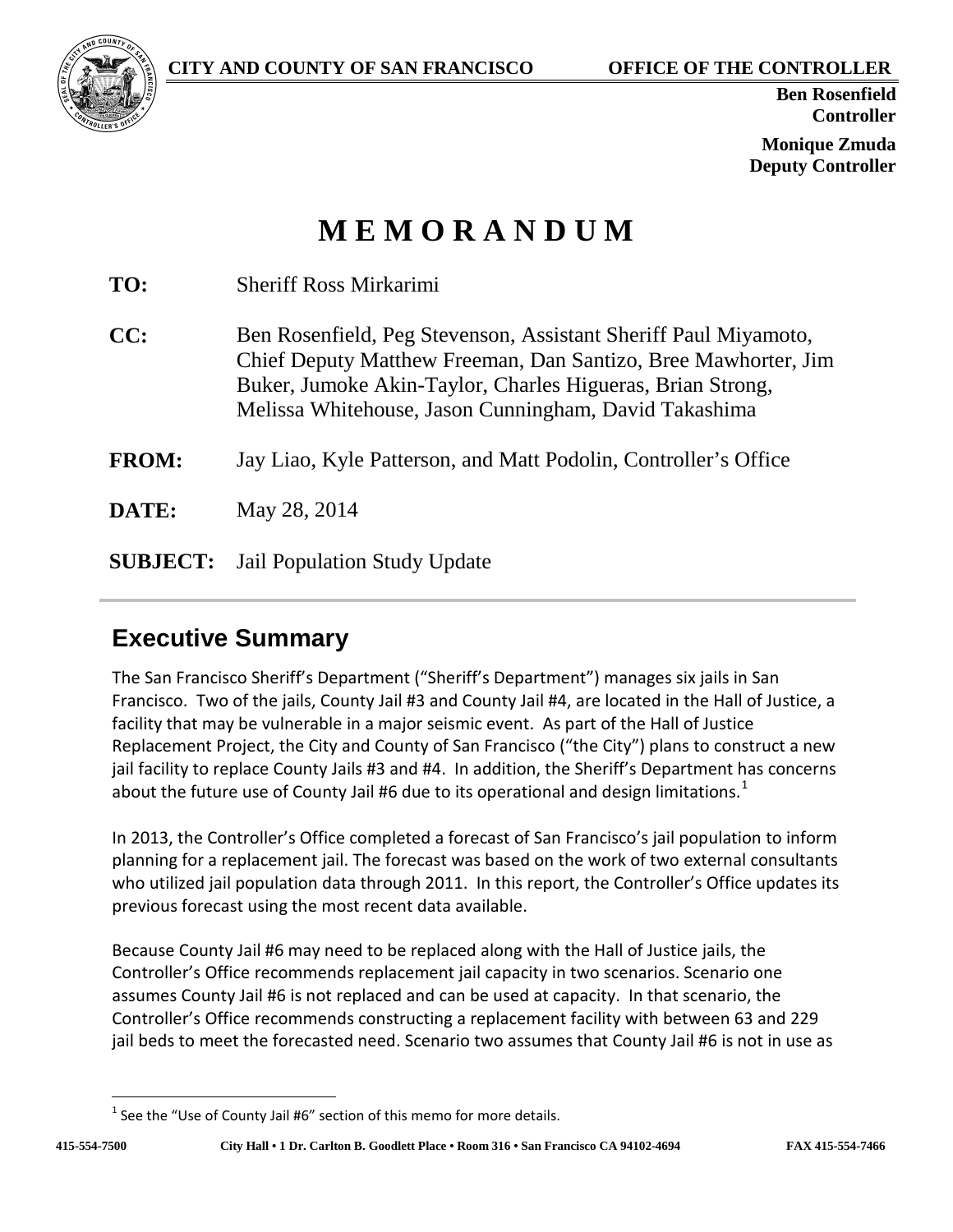**CITY AND COUNTY OF SAN FRANCISCO** **OFFICE OF THE CONTROLLER**

**Ben Rosenfield**
**Controller**

**Monique Zmuda**
**Deputy Controller**

# MEMORANDUM

**TO:** Sheriff Ross Mirkarimi

**CC:** Ben Rosenfield, Peg Stevenson, Assistant Sheriff Paul Miyamoto, Chief Deputy Matthew Freeman, Dan Santizo, Bree Mawhorter, Jim Buker, Jumoke Akin-Taylor, Charles Higueras, Brian Strong, Melissa Whitehouse, Jason Cunningham, David Takashima

**FROM:** Jay Liao, Kyle Patterson, and Matt Podolin, Controller's Office

**DATE:** May 28, 2014

**SUBJECT:** Jail Population Study Update

---

## Executive Summary

The San Francisco Sheriff's Department ("Sheriff's Department") manages six jails in San Francisco. Two of the jails, County Jail #3 and County Jail #4, are located in the Hall of Justice, a facility that may be vulnerable in a major seismic event. As part of the Hall of Justice Replacement Project, the City and County of San Francisco ("the City") plans to construct a new jail facility to replace County Jails #3 and #4. In addition, the Sheriff's Department has concerns about the future use of County Jail #6 due to its operational and design limitations.[1]

In 2013, the Controller's Office completed a forecast of San Francisco's jail population to inform planning for a replacement jail. The forecast was based on the work of two external consultants who utilized jail population data through 2011. In this report, the Controller's Office updates its previous forecast using the most recent data available.

Because County Jail #6 may need to be replaced along with the Hall of Justice jails, the Controller's Office recommends replacement jail capacity in two scenarios. Scenario one assumes County Jail #6 is not replaced and can be used at capacity. In that scenario, the Controller's Office recommends constructing a replacement facility with between 63 and 229 jail beds to meet the forecasted need. Scenario two assumes that County Jail #6 is not in use as

[1] See the "Use of County Jail #6" section of this memo for more details.

415-554-7500 City Hall • 1 Dr. Carlton B. Goodlett Place • Room 316 • San Francisco CA 94102-4694 FAX 415-554-7466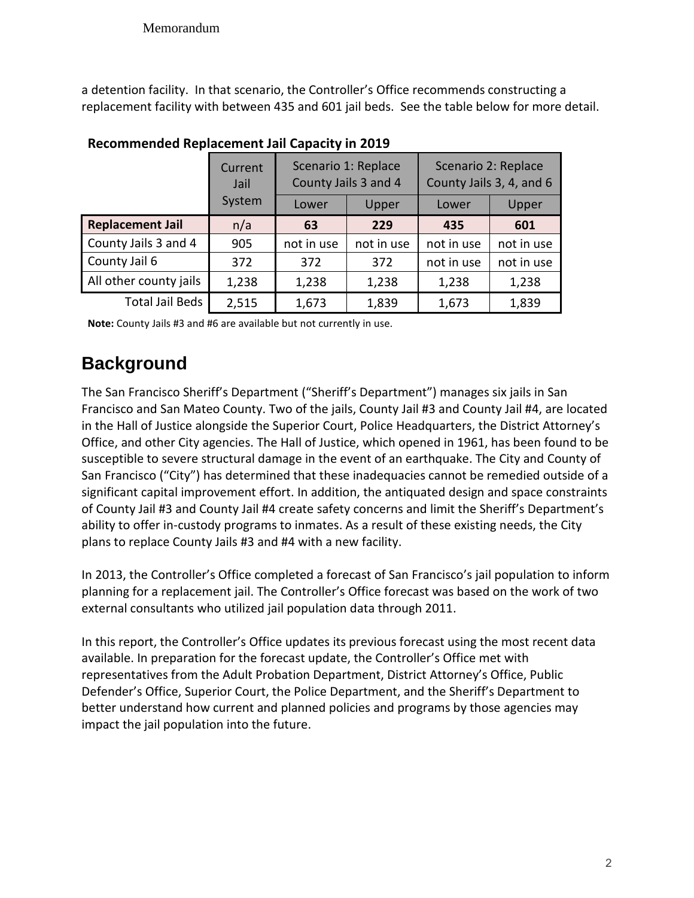a detention facility. In that scenario, the Controller's Office recommends constructing a replacement facility with between 435 and 601 jail beds. See the table below for more detail.

**Recommended Replacement Jail Capacity in 2019**

| | Current Jail System | Scenario 1: Replace County Jails 3 and 4 | | Scenario 2: Replace County Jails 3, 4, and 6 | |
|---|---|---|---|---|---|
| | | Lower | Upper | Lower | Upper |
| **Replacement Jail** | n/a | **63** | **229** | **435** | **601** |
| County Jails 3 and 4 | 905 | not in use | not in use | not in use | not in use |
| County Jail 6 | 372 | 372 | 372 | not in use | not in use |
| All other county jails | 1,238 | 1,238 | 1,238 | 1,238 | 1,238 |
| Total Jail Beds | 2,515 | 1,673 | 1,839 | 1,673 | 1,839 |

**Note:** County Jails #3 and #6 are available but not currently in use.

## Background

The San Francisco Sheriff's Department ("Sheriff's Department") manages six jails in San Francisco and San Mateo County. Two of the jails, County Jail #3 and County Jail #4, are located in the Hall of Justice alongside the Superior Court, Police Headquarters, the District Attorney's Office, and other City agencies. The Hall of Justice, which opened in 1961, has been found to be susceptible to severe structural damage in the event of an earthquake. The City and County of San Francisco ("City") has determined that these inadequacies cannot be remedied outside of a significant capital improvement effort. In addition, the antiquated design and space constraints of County Jail #3 and County Jail #4 create safety concerns and limit the Sheriff's Department's ability to offer in-custody programs to inmates. As a result of these existing needs, the City plans to replace County Jails #3 and #4 with a new facility.

In 2013, the Controller's Office completed a forecast of San Francisco's jail population to inform planning for a replacement jail. The Controller's Office forecast was based on the work of two external consultants who utilized jail population data through 2011.

In this report, the Controller's Office updates its previous forecast using the most recent data available. In preparation for the forecast update, the Controller's Office met with representatives from the Adult Probation Department, District Attorney's Office, Public Defender's Office, Superior Court, the Police Department, and the Sheriff's Department to better understand how current and planned policies and programs by those agencies may impact the jail population into the future.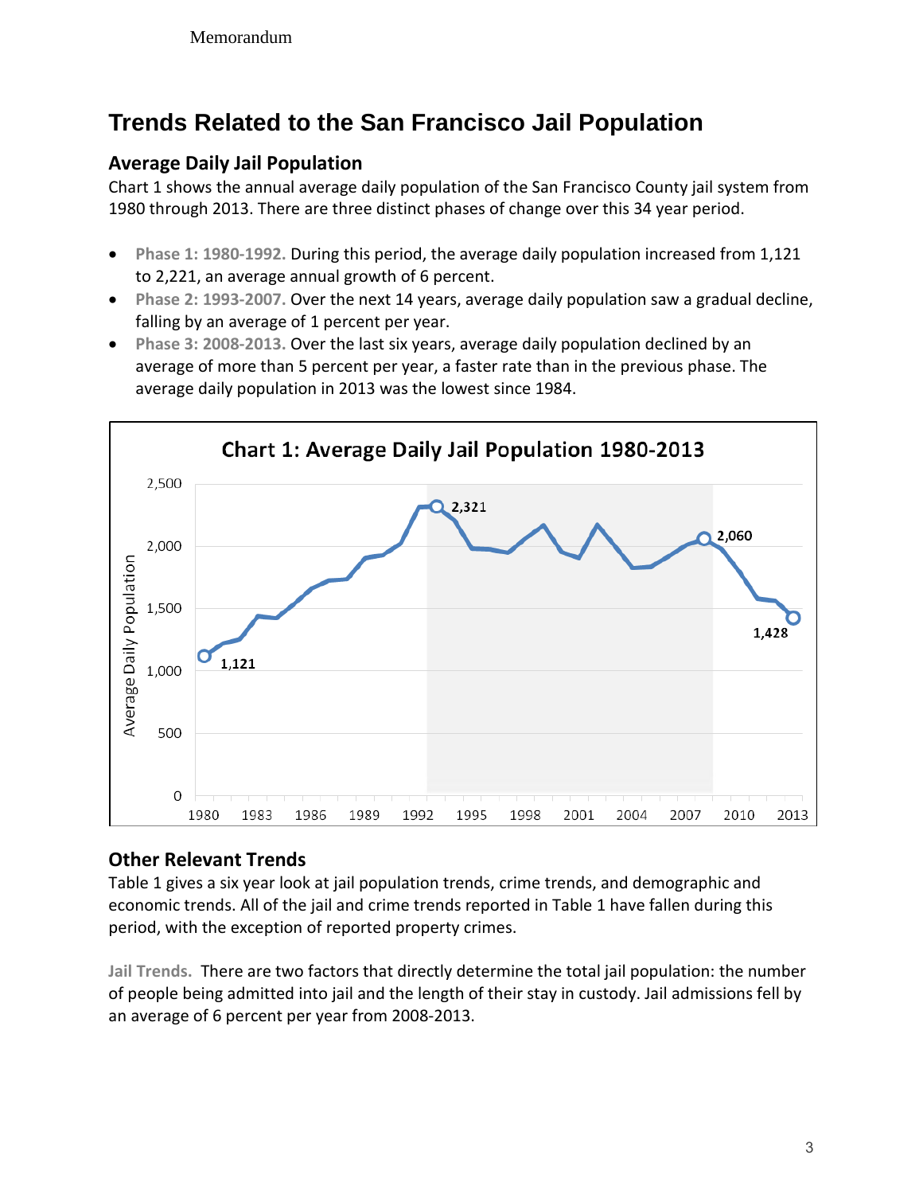# Trends Related to the San Francisco Jail Population

## Average Daily Jail Population

Chart 1 shows the annual average daily population of the San Francisco County jail system from 1980 through 2013. There are three distinct phases of change over this 34 year period.

- **Phase 1: 1980-1992.** During this period, the average daily population increased from 1,121 to 2,221, an average annual growth of 6 percent.
- **Phase 2: 1993-2007.** Over the next 14 years, average daily population saw a gradual decline, falling by an average of 1 percent per year.
- **Phase 3: 2008-2013.** Over the last six years, average daily population declined by an average of more than 5 percent per year, a faster rate than in the previous phase. The average daily population in 2013 was the lowest since 1984.

**Chart 1: Average Daily Jail Population 1980-2013**

## Other Relevant Trends

Table 1 gives a six year look at jail population trends, crime trends, and demographic and economic trends. All of the jail and crime trends reported in Table 1 have fallen during this period, with the exception of reported property crimes.

**Jail Trends.** There are two factors that directly determine the total jail population: the number of people being admitted into jail and the length of their stay in custody. Jail admissions fell by an average of 6 percent per year from 2008-2013.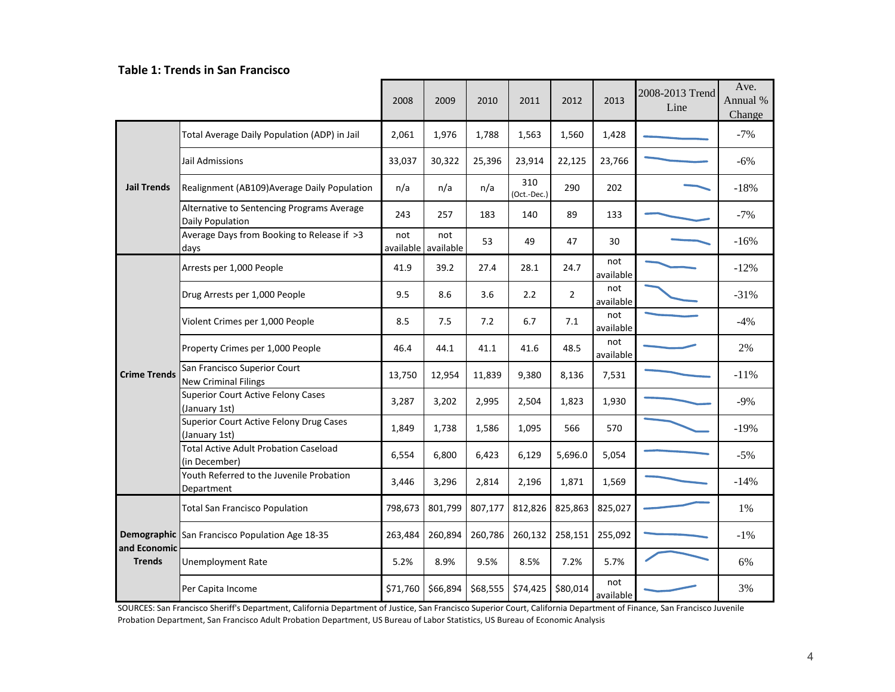**Table 1: Trends in San Francisco**

| | | 2008 | 2009 | 2010 | 2011 | 2012 | 2013 | 2008-2013 Trend Line | Ave. Annual % Change |
|---|---|---|---|---|---|---|---|---|---|
| **Jail Trends** | Total Average Daily Population (ADP) in Jail | 2,061 | 1,976 | 1,788 | 1,563 | 1,560 | 1,428 | | -7% |
| | Jail Admissions | 33,037 | 30,322 | 25,396 | 23,914 | 22,125 | 23,766 | | -6% |
| | Realignment (AB109)Average Daily Population | n/a | n/a | n/a | 310 (Oct.-Dec.) | 290 | 202 | | -18% |
| | Alternative to Sentencing Programs Average Daily Population | 243 | 257 | 183 | 140 | 89 | 133 | | -7% |
| | Average Days from Booking to Release if >3 days | not available | not available | 53 | 49 | 47 | 30 | | -16% |
| **Crime Trends** | Arrests per 1,000 People | 41.9 | 39.2 | 27.4 | 28.1 | 24.7 | not available | | -12% |
| | Drug Arrests per 1,000 People | 9.5 | 8.6 | 3.6 | 2.2 | 2 | not available | | -31% |
| | Violent Crimes per 1,000 People | 8.5 | 7.5 | 7.2 | 6.7 | 7.1 | not available | | -4% |
| | Property Crimes per 1,000 People | 46.4 | 44.1 | 41.1 | 41.6 | 48.5 | not available | | 2% |
| | San Francisco Superior Court New Criminal Filings | 13,750 | 12,954 | 11,839 | 9,380 | 8,136 | 7,531 | | -11% |
| | Superior Court Active Felony Cases (January 1st) | 3,287 | 3,202 | 2,995 | 2,504 | 1,823 | 1,930 | | -9% |
| | Superior Court Active Felony Drug Cases (January 1st) | 1,849 | 1,738 | 1,586 | 1,095 | 566 | 570 | | -19% |
| | Total Active Adult Probation Caseload (in December) | 6,554 | 6,800 | 6,423 | 6,129 | 5,696.0 | 5,054 | | -5% |
| | Youth Referred to the Juvenile Probation Department | 3,446 | 3,296 | 2,814 | 2,196 | 1,871 | 1,569 | | -14% |
| **Demographic and Economic Trends** | Total San Francisco Population | 798,673 | 801,799 | 807,177 | 812,826 | 825,863 | 825,027 | | 1% |
| | San Francisco Population Age 18-35 | 263,484 | 260,894 | 260,786 | 260,132 | 258,151 | 255,092 | | -1% |
| | Unemployment Rate | 5.2% | 8.9% | 9.5% | 8.5% | 7.2% | 5.7% | | 6% |
| | Per Capita Income | $71,760 | $66,894 | $68,555 | $74,425 | $80,014 | not available | | 3% |

SOURCES: San Francisco Sheriff's Department, California Department of Justice, San Francisco Superior Court, California Department of Finance, San Francisco Juvenile Probation Department, San Francisco Adult Probation Department, US Bureau of Labor Statistics, US Bureau of Economic Analysis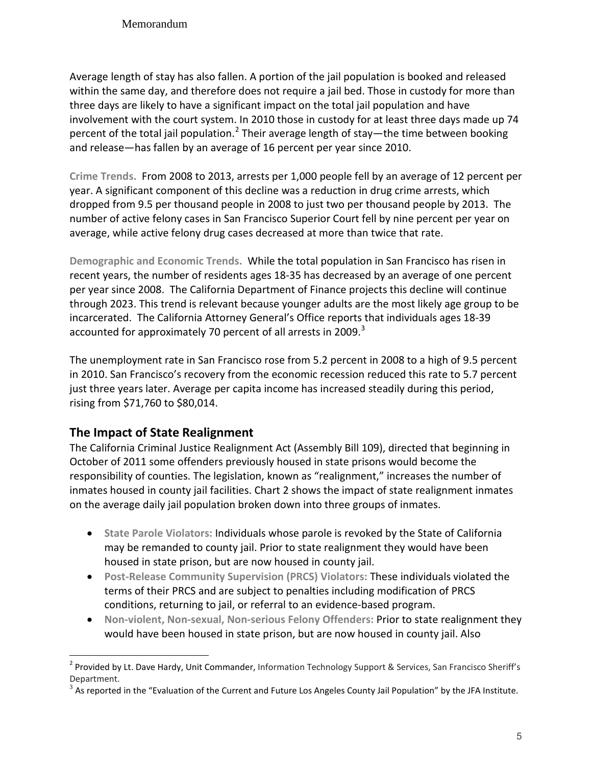Average length of stay has also fallen. A portion of the jail population is booked and released within the same day, and therefore does not require a jail bed. Those in custody for more than three days are likely to have a significant impact on the total jail population and have involvement with the court system. In 2010 those in custody for at least three days made up 74 percent of the total jail population.[2] Their average length of stay—the time between booking and release—has fallen by an average of 16 percent per year since 2010.

**Crime Trends.** From 2008 to 2013, arrests per 1,000 people fell by an average of 12 percent per year. A significant component of this decline was a reduction in drug crime arrests, which dropped from 9.5 per thousand people in 2008 to just two per thousand people by 2013. The number of active felony cases in San Francisco Superior Court fell by nine percent per year on average, while active felony drug cases decreased at more than twice that rate.

**Demographic and Economic Trends.** While the total population in San Francisco has risen in recent years, the number of residents ages 18-35 has decreased by an average of one percent per year since 2008. The California Department of Finance projects this decline will continue through 2023. This trend is relevant because younger adults are the most likely age group to be incarcerated. The California Attorney General's Office reports that individuals ages 18-39 accounted for approximately 70 percent of all arrests in 2009.[3]

The unemployment rate in San Francisco rose from 5.2 percent in 2008 to a high of 9.5 percent in 2010. San Francisco's recovery from the economic recession reduced this rate to 5.7 percent just three years later. Average per capita income has increased steadily during this period, rising from $71,760 to $80,014.

## The Impact of State Realignment

The California Criminal Justice Realignment Act (Assembly Bill 109), directed that beginning in October of 2011 some offenders previously housed in state prisons would become the responsibility of counties. The legislation, known as "realignment," increases the number of inmates housed in county jail facilities. Chart 2 shows the impact of state realignment inmates on the average daily jail population broken down into three groups of inmates.

- **State Parole Violators:** Individuals whose parole is revoked by the State of California may be remanded to county jail. Prior to state realignment they would have been housed in state prison, but are now housed in county jail.
- **Post-Release Community Supervision (PRCS) Violators:** These individuals violated the terms of their PRCS and are subject to penalties including modification of PRCS conditions, returning to jail, or referral to an evidence-based program.
- **Non-violent, Non-sexual, Non-serious Felony Offenders:** Prior to state realignment they would have been housed in state prison, but are now housed in county jail. Also

[2] Provided by Lt. Dave Hardy, Unit Commander, Information Technology Support & Services, San Francisco Sheriff's Department.

[3] As reported in the "Evaluation of the Current and Future Los Angeles County Jail Population" by the JFA Institute.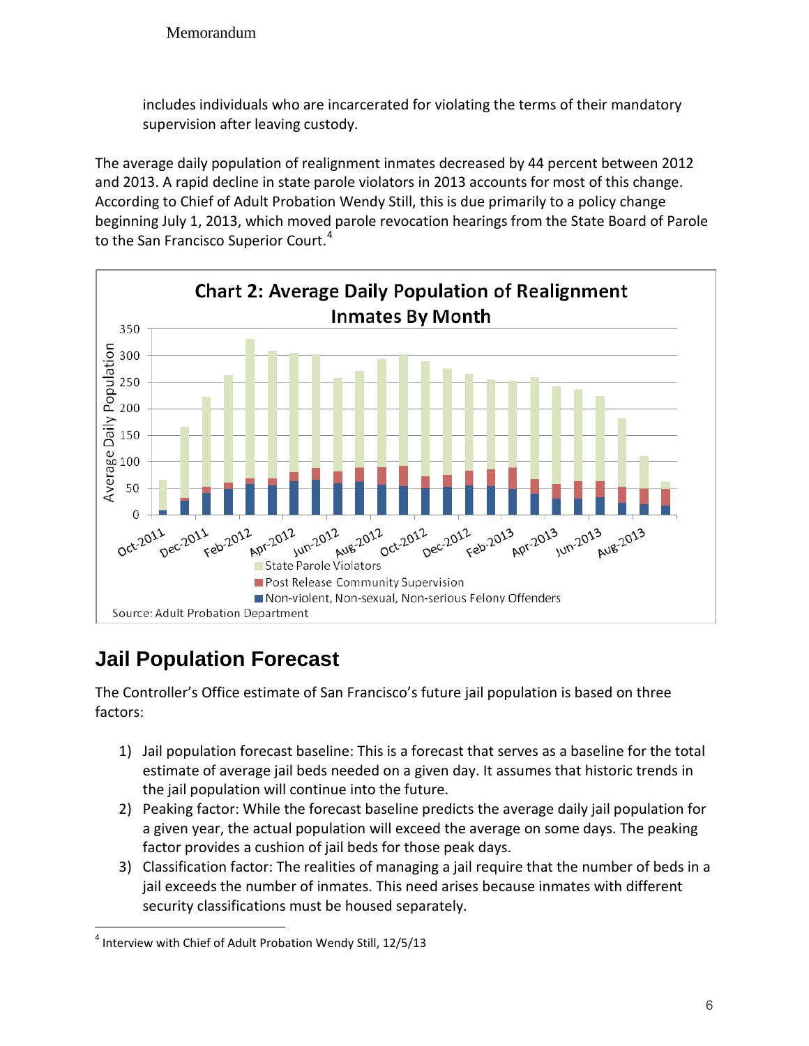includes individuals who are incarcerated for violating the terms of their mandatory supervision after leaving custody.

The average daily population of realignment inmates decreased by 44 percent between 2012 and 2013. A rapid decline in state parole violators in 2013 accounts for most of this change. According to Chief of Adult Probation Wendy Still, this is due primarily to a policy change beginning July 1, 2013, which moved parole revocation hearings from the State Board of Parole to the San Francisco Superior Court.[4]

**Chart 2: Average Daily Population of Realignment Inmates By Month**

Source: Adult Probation Department

## Jail Population Forecast

The Controller's Office estimate of San Francisco's future jail population is based on three factors:

1) Jail population forecast baseline: This is a forecast that serves as a baseline for the total estimate of average jail beds needed on a given day. It assumes that historic trends in the jail population will continue into the future.
2) Peaking factor: While the forecast baseline predicts the average daily jail population for a given year, the actual population will exceed the average on some days. The peaking factor provides a cushion of jail beds for those peak days.
3) Classification factor: The realities of managing a jail require that the number of beds in a jail exceeds the number of inmates. This need arises because inmates with different security classifications must be housed separately.

[4] Interview with Chief of Adult Probation Wendy Still, 12/5/13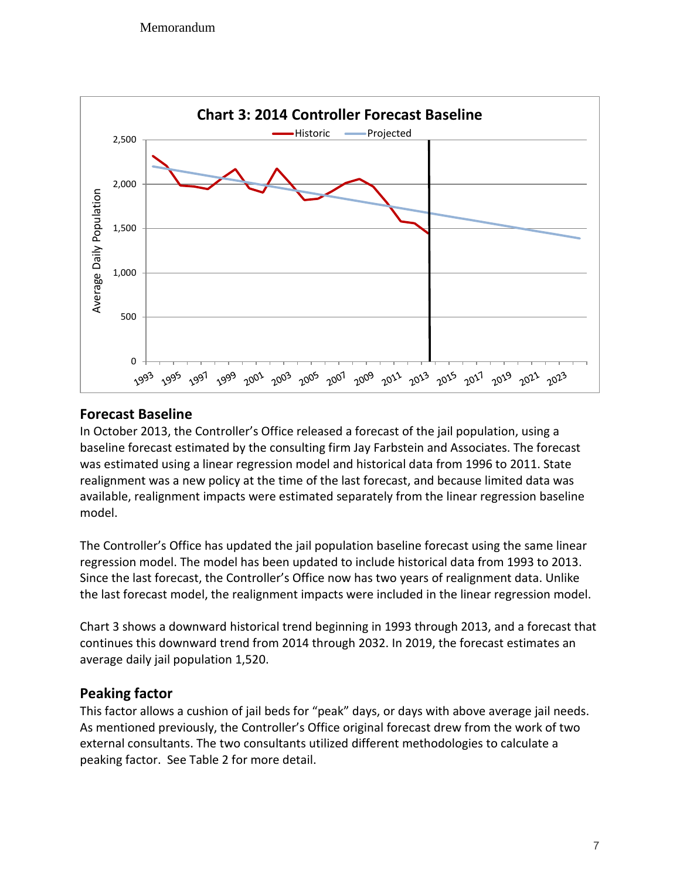Chart 3: 2014 Controller Forecast Baseline

## Forecast Baseline

In October 2013, the Controller's Office released a forecast of the jail population, using a baseline forecast estimated by the consulting firm Jay Farbstein and Associates. The forecast was estimated using a linear regression model and historical data from 1996 to 2011. State realignment was a new policy at the time of the last forecast, and because limited data was available, realignment impacts were estimated separately from the linear regression baseline model.

The Controller's Office has updated the jail population baseline forecast using the same linear regression model. The model has been updated to include historical data from 1993 to 2013. Since the last forecast, the Controller's Office now has two years of realignment data. Unlike the last forecast model, the realignment impacts were included in the linear regression model.

Chart 3 shows a downward historical trend beginning in 1993 through 2013, and a forecast that continues this downward trend from 2014 through 2032. In 2019, the forecast estimates an average daily jail population 1,520.

## Peaking factor

This factor allows a cushion of jail beds for "peak" days, or days with above average jail needs. As mentioned previously, the Controller's Office original forecast drew from the work of two external consultants. The two consultants utilized different methodologies to calculate a peaking factor. See Table 2 for more detail.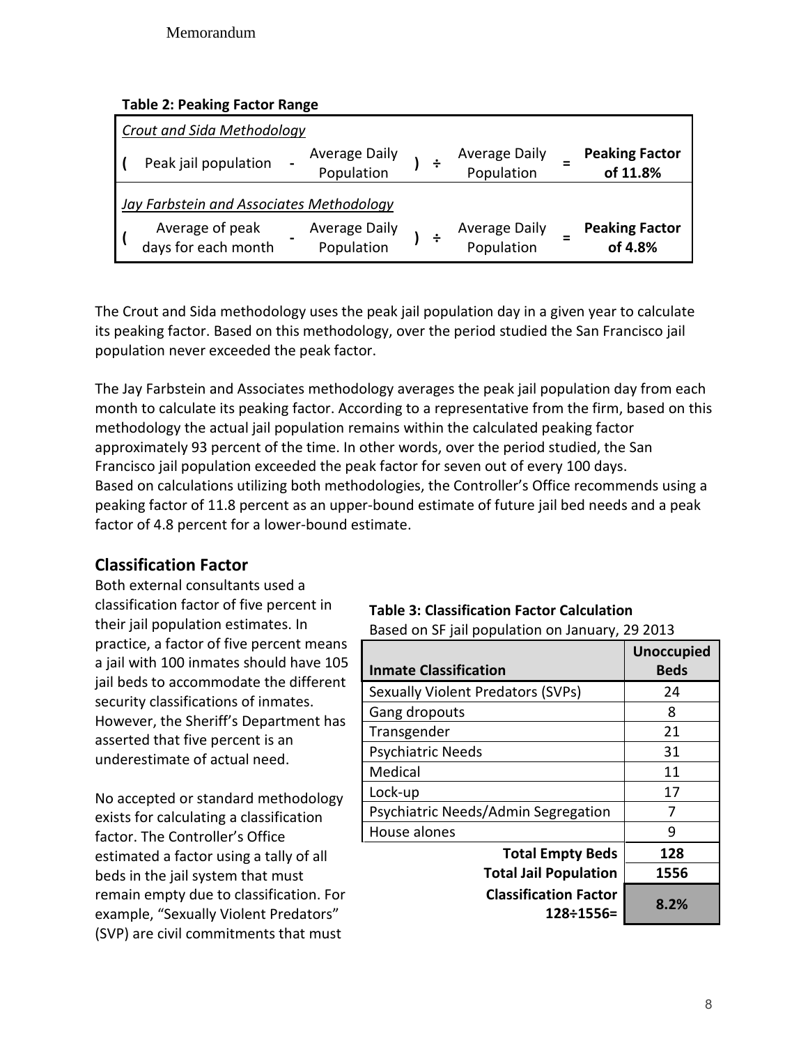**Table 2: Peaking Factor Range**

| *Crout and Sida Methodology* | | | | | | | | |
|---|---|---|---|---|---|---|---|---|
| ( | Peak jail population | - | Average Daily Population | ) | ÷ | Average Daily Population | = | **Peaking Factor of 11.8%** |
| *Jay Farbstein and Associates Methodology* | | | | | | | | |
| ( | Average of peak days for each month | - | Average Daily Population | ) | ÷ | Average Daily Population | = | **Peaking Factor of 4.8%** |

The Crout and Sida methodology uses the peak jail population day in a given year to calculate its peaking factor. Based on this methodology, over the period studied the San Francisco jail population never exceeded the peak factor.

The Jay Farbstein and Associates methodology averages the peak jail population day from each month to calculate its peaking factor. According to a representative from the firm, based on this methodology the actual jail population remains within the calculated peaking factor approximately 93 percent of the time. In other words, over the period studied, the San Francisco jail population exceeded the peak factor for seven out of every 100 days.
Based on calculations utilizing both methodologies, the Controller's Office recommends using a peaking factor of 11.8 percent as an upper-bound estimate of future jail bed needs and a peak factor of 4.8 percent for a lower-bound estimate.

## Classification Factor

Both external consultants used a classification factor of five percent in their jail population estimates. In practice, a factor of five percent means a jail with 100 inmates should have 105 jail beds to accommodate the different security classifications of inmates. However, the Sheriff's Department has asserted that five percent is an underestimate of actual need.

No accepted or standard methodology exists for calculating a classification factor. The Controller's Office estimated a factor using a tally of all beds in the jail system that must remain empty due to classification. For example, "Sexually Violent Predators" (SVP) are civil commitments that must

**Table 3: Classification Factor Calculation**
Based on SF jail population on January, 29 2013

| Inmate Classification | Unoccupied Beds |
|---|---|
| Sexually Violent Predators (SVPs) | 24 |
| Gang dropouts | 8 |
| Transgender | 21 |
| Psychiatric Needs | 31 |
| Medical | 11 |
| Lock-up | 17 |
| Psychiatric Needs/Admin Segregation | 7 |
| House alones | 9 |
| **Total Empty Beds** | **128** |
| **Total Jail Population** | **1556** |
| **Classification Factor 128÷1556=** | **8.2%** |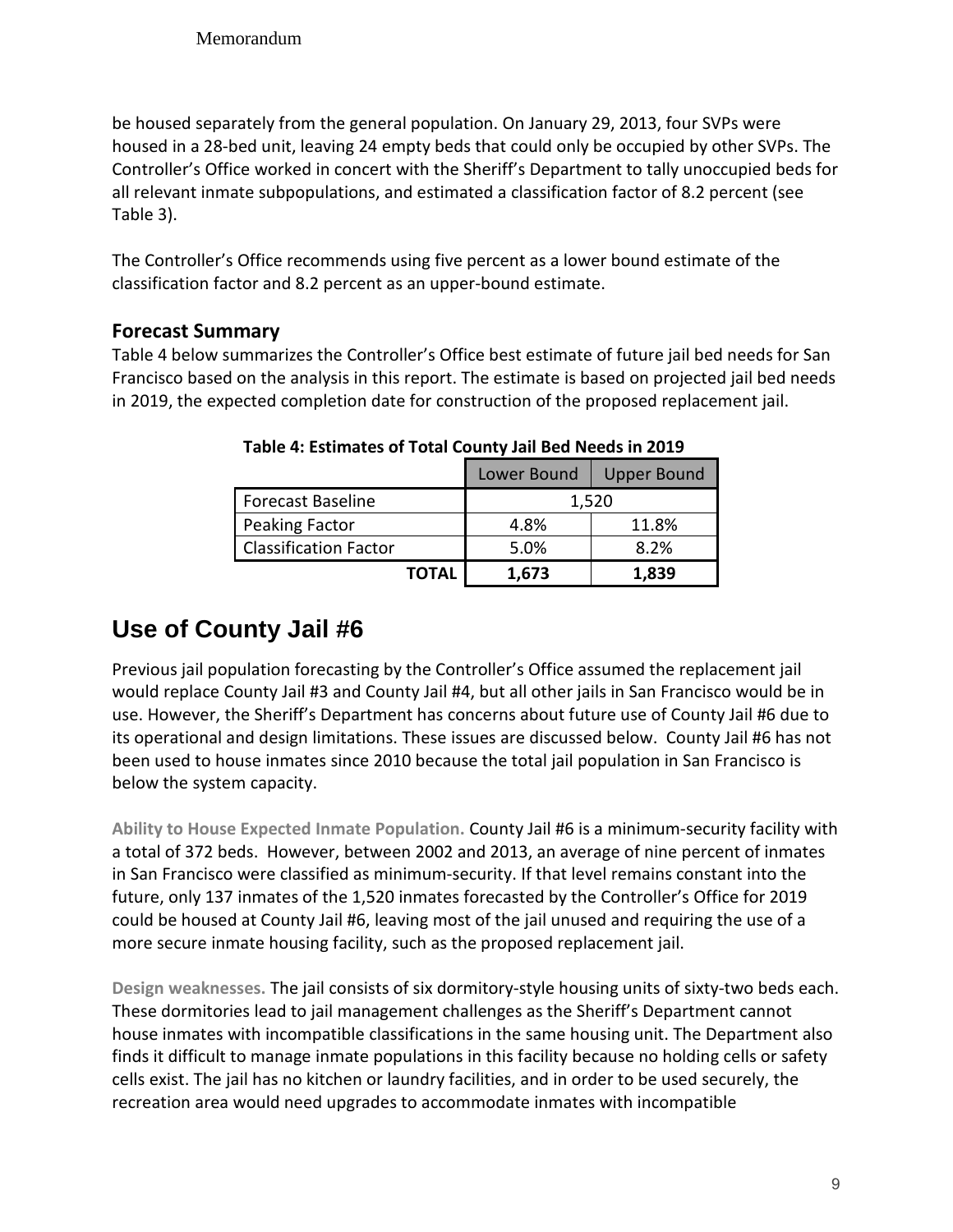be housed separately from the general population. On January 29, 2013, four SVPs were housed in a 28-bed unit, leaving 24 empty beds that could only be occupied by other SVPs. The Controller's Office worked in concert with the Sheriff's Department to tally unoccupied beds for all relevant inmate subpopulations, and estimated a classification factor of 8.2 percent (see Table 3).

The Controller's Office recommends using five percent as a lower bound estimate of the classification factor and 8.2 percent as an upper-bound estimate.

### Forecast Summary

Table 4 below summarizes the Controller's Office best estimate of future jail bed needs for San Francisco based on the analysis in this report. The estimate is based on projected jail bed needs in 2019, the expected completion date for construction of the proposed replacement jail.

**Table 4: Estimates of Total County Jail Bed Needs in 2019**

| | Lower Bound | Upper Bound |
|---|---|---|
| Forecast Baseline | 1,520 | |
| Peaking Factor | 4.8% | 11.8% |
| Classification Factor | 5.0% | 8.2% |
| **TOTAL** | **1,673** | **1,839** |

## Use of County Jail #6

Previous jail population forecasting by the Controller's Office assumed the replacement jail would replace County Jail #3 and County Jail #4, but all other jails in San Francisco would be in use. However, the Sheriff's Department has concerns about future use of County Jail #6 due to its operational and design limitations. These issues are discussed below. County Jail #6 has not been used to house inmates since 2010 because the total jail population in San Francisco is below the system capacity.

**Ability to House Expected Inmate Population.** County Jail #6 is a minimum-security facility with a total of 372 beds. However, between 2002 and 2013, an average of nine percent of inmates in San Francisco were classified as minimum-security. If that level remains constant into the future, only 137 inmates of the 1,520 inmates forecasted by the Controller's Office for 2019 could be housed at County Jail #6, leaving most of the jail unused and requiring the use of a more secure inmate housing facility, such as the proposed replacement jail.

**Design weaknesses.** The jail consists of six dormitory-style housing units of sixty-two beds each. These dormitories lead to jail management challenges as the Sheriff's Department cannot house inmates with incompatible classifications in the same housing unit. The Department also finds it difficult to manage inmate populations in this facility because no holding cells or safety cells exist. The jail has no kitchen or laundry facilities, and in order to be used securely, the recreation area would need upgrades to accommodate inmates with incompatible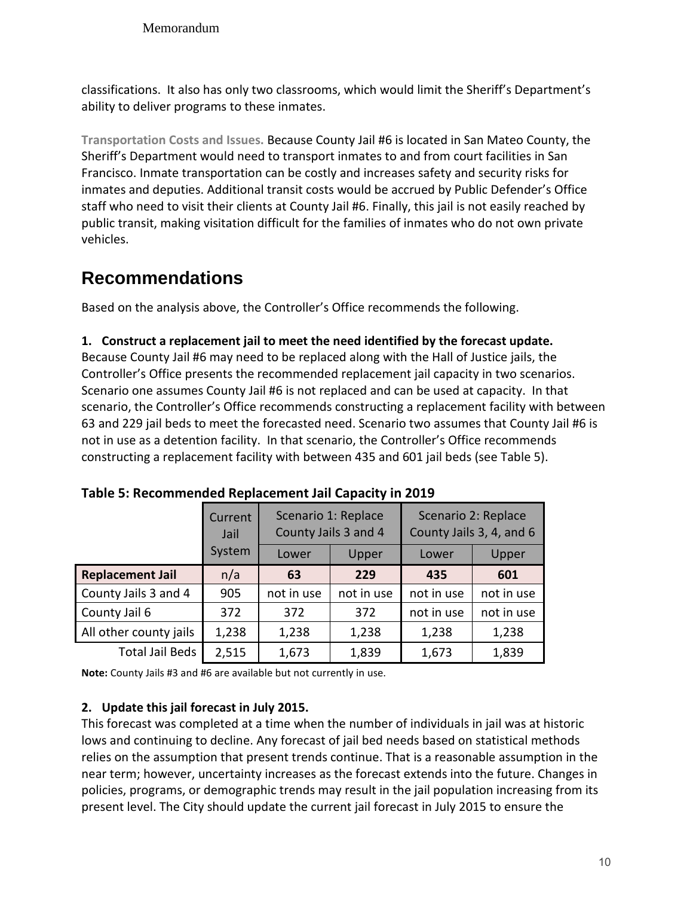classifications. It also has only two classrooms, which would limit the Sheriff's Department's ability to deliver programs to these inmates.

**Transportation Costs and Issues.** Because County Jail #6 is located in San Mateo County, the Sheriff's Department would need to transport inmates to and from court facilities in San Francisco. Inmate transportation can be costly and increases safety and security risks for inmates and deputies. Additional transit costs would be accrued by Public Defender's Office staff who need to visit their clients at County Jail #6. Finally, this jail is not easily reached by public transit, making visitation difficult for the families of inmates who do not own private vehicles.

## Recommendations

Based on the analysis above, the Controller's Office recommends the following.

**1. Construct a replacement jail to meet the need identified by the forecast update.**

Because County Jail #6 may need to be replaced along with the Hall of Justice jails, the Controller's Office presents the recommended replacement jail capacity in two scenarios. Scenario one assumes County Jail #6 is not replaced and can be used at capacity. In that scenario, the Controller's Office recommends constructing a replacement facility with between 63 and 229 jail beds to meet the forecasted need. Scenario two assumes that County Jail #6 is not in use as a detention facility. In that scenario, the Controller's Office recommends constructing a replacement facility with between 435 and 601 jail beds (see Table 5).

**Table 5: Recommended Replacement Jail Capacity in 2019**

| | Current Jail System | Scenario 1: Replace County Jails 3 and 4 | | Scenario 2: Replace County Jails 3, 4, and 6 | |
|---|---|---|---|---|---|
| | | Lower | Upper | Lower | Upper |
| **Replacement Jail** | n/a | **63** | **229** | **435** | **601** |
| County Jails 3 and 4 | 905 | not in use | not in use | not in use | not in use |
| County Jail 6 | 372 | 372 | 372 | not in use | not in use |
| All other county jails | 1,238 | 1,238 | 1,238 | 1,238 | 1,238 |
| Total Jail Beds | 2,515 | 1,673 | 1,839 | 1,673 | 1,839 |

**Note:** County Jails #3 and #6 are available but not currently in use.

**2. Update this jail forecast in July 2015.**

This forecast was completed at a time when the number of individuals in jail was at historic lows and continuing to decline. Any forecast of jail bed needs based on statistical methods relies on the assumption that present trends continue. That is a reasonable assumption in the near term; however, uncertainty increases as the forecast extends into the future. Changes in policies, programs, or demographic trends may result in the jail population increasing from its present level. The City should update the current jail forecast in July 2015 to ensure the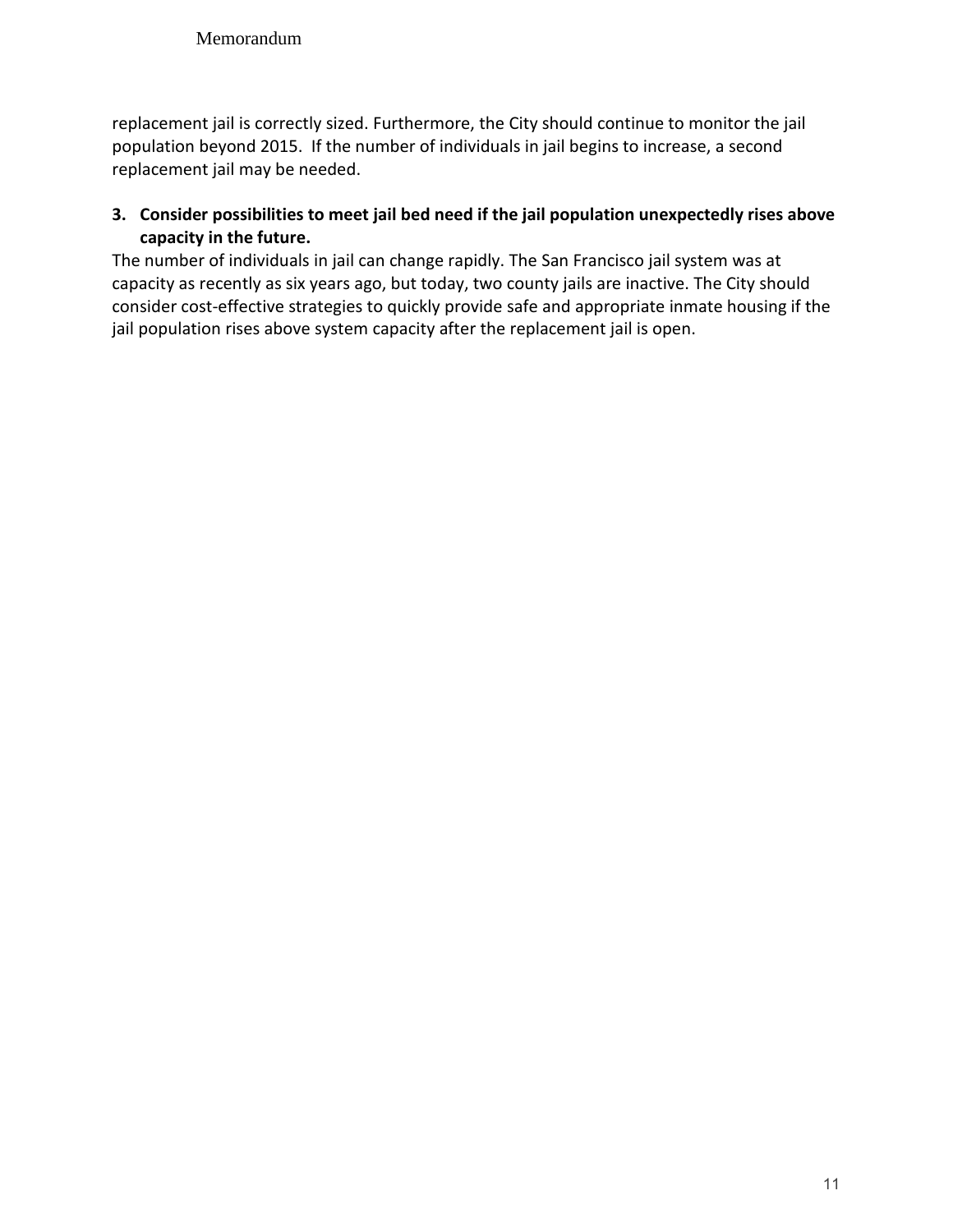replacement jail is correctly sized. Furthermore, the City should continue to monitor the jail population beyond 2015. If the number of individuals in jail begins to increase, a second replacement jail may be needed.

**3. Consider possibilities to meet jail bed need if the jail population unexpectedly rises above capacity in the future.**

The number of individuals in jail can change rapidly. The San Francisco jail system was at capacity as recently as six years ago, but today, two county jails are inactive. The City should consider cost-effective strategies to quickly provide safe and appropriate inmate housing if the jail population rises above system capacity after the replacement jail is open.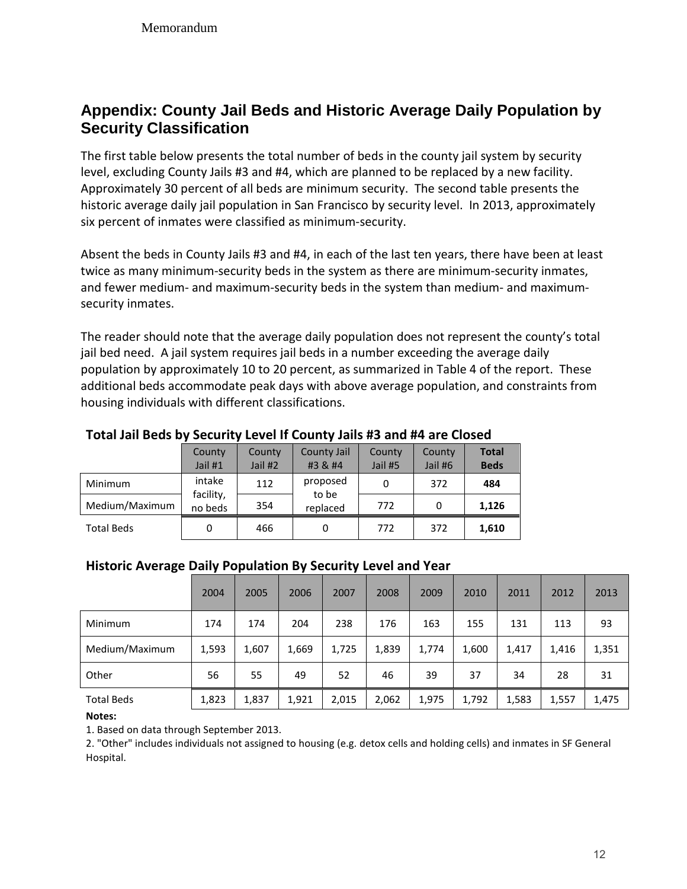## Appendix: County Jail Beds and Historic Average Daily Population by Security Classification

The first table below presents the total number of beds in the county jail system by security level, excluding County Jails #3 and #4, which are planned to be replaced by a new facility. Approximately 30 percent of all beds are minimum security. The second table presents the historic average daily jail population in San Francisco by security level. In 2013, approximately six percent of inmates were classified as minimum-security.

Absent the beds in County Jails #3 and #4, in each of the last ten years, there have been at least twice as many minimum-security beds in the system as there are minimum-security inmates, and fewer medium- and maximum-security beds in the system than medium- and maximum-security inmates.

The reader should note that the average daily population does not represent the county's total jail bed need. A jail system requires jail beds in a number exceeding the average daily population by approximately 10 to 20 percent, as summarized in Table 4 of the report. These additional beds accommodate peak days with above average population, and constraints from housing individuals with different classifications.

### Total Jail Beds by Security Level If County Jails #3 and #4 are Closed

| | County Jail #1 | County Jail #2 | County Jail #3 & #4 | County Jail #5 | County Jail #6 | **Total Beds** |
|---|---|---|---|---|---|---|
| Minimum | intake facility, no beds | 112 | proposed to be replaced | 0 | 372 | **484** |
| Medium/Maximum | | 354 | | 772 | 0 | **1,126** |
| Total Beds | 0 | 466 | 0 | 772 | 372 | **1,610** |

### Historic Average Daily Population By Security Level and Year

| | 2004 | 2005 | 2006 | 2007 | 2008 | 2009 | 2010 | 2011 | 2012 | 2013 |
|---|---|---|---|---|---|---|---|---|---|---|
| Minimum | 174 | 174 | 204 | 238 | 176 | 163 | 155 | 131 | 113 | 93 |
| Medium/Maximum | 1,593 | 1,607 | 1,669 | 1,725 | 1,839 | 1,774 | 1,600 | 1,417 | 1,416 | 1,351 |
| Other | 56 | 55 | 49 | 52 | 46 | 39 | 37 | 34 | 28 | 31 |
| Total Beds | 1,823 | 1,837 | 1,921 | 2,015 | 2,062 | 1,975 | 1,792 | 1,583 | 1,557 | 1,475 |

**Notes:**

1. Based on data through September 2013.
2. "Other" includes individuals not assigned to housing (e.g. detox cells and holding cells) and inmates in SF General Hospital.